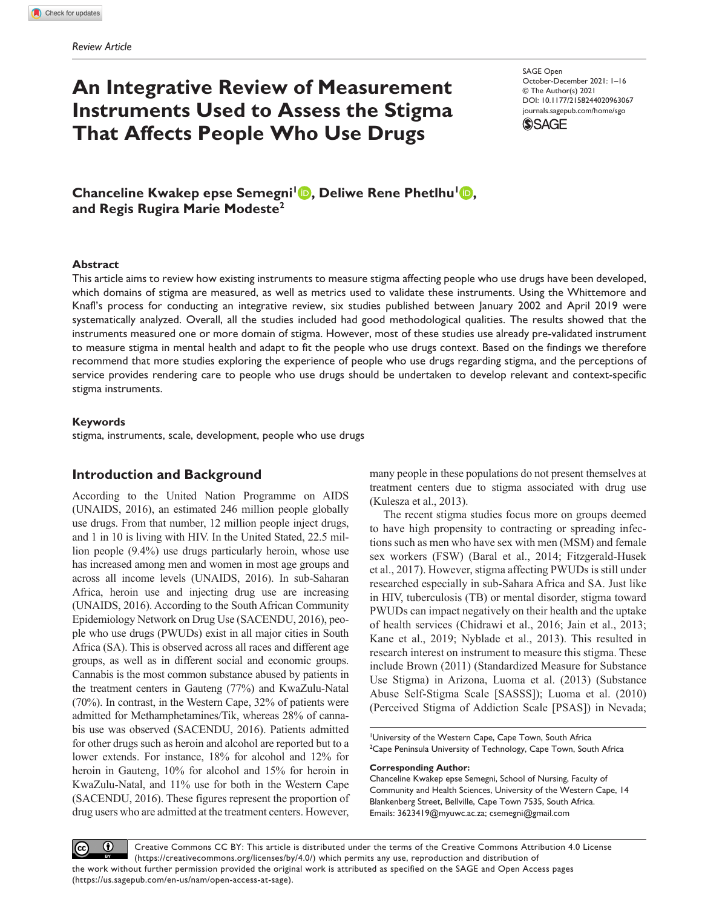*Review Article*

# An Integrative Review of Measurement Instruments Used to Assess the Stigma That Affects People Who Use Drugs

SAGE Open
October-December 2021: 1–16
© The Author(s) 2021
DOI: 10.1177/2158244020963067
journals.sagepub.com/home/sgo

**Chanceline Kwakep epse Semegni[1], Deliwe Rene Phetlhu[1], and Regis Rugira Marie Modeste[2]**

## Abstract

This article aims to review how existing instruments to measure stigma affecting people who use drugs have been developed, which domains of stigma are measured, as well as metrics used to validate these instruments. Using the Whittemore and Knafl's process for conducting an integrative review, six studies published between January 2002 and April 2019 were systematically analyzed. Overall, all the studies included had good methodological qualities. The results showed that the instruments measured one or more domain of stigma. However, most of these studies use already pre-validated instrument to measure stigma in mental health and adapt to fit the people who use drugs context. Based on the findings we therefore recommend that more studies exploring the experience of people who use drugs regarding stigma, and the perceptions of service provides rendering care to people who use drugs should be undertaken to develop relevant and context-specific stigma instruments.

## Keywords

stigma, instruments, scale, development, people who use drugs

## Introduction and Background

According to the United Nation Programme on AIDS (UNAIDS, 2016), an estimated 246 million people globally use drugs. From that number, 12 million people inject drugs, and 1 in 10 is living with HIV. In the United Stated, 22.5 million people (9.4%) use drugs particularly heroin, whose use has increased among men and women in most age groups and across all income levels (UNAIDS, 2016). In sub-Saharan Africa, heroin use and injecting drug use are increasing (UNAIDS, 2016). According to the South African Community Epidemiology Network on Drug Use (SACENDU, 2016), people who use drugs (PWUDs) exist in all major cities in South Africa (SA). This is observed across all races and different age groups, as well as in different social and economic groups. Cannabis is the most common substance abused by patients in the treatment centers in Gauteng (77%) and KwaZulu-Natal (70%). In contrast, in the Western Cape, 32% of patients were admitted for Methamphetamines/Tik, whereas 28% of cannabis use was observed (SACENDU, 2016). Patients admitted for other drugs such as heroin and alcohol are reported but to a lower extends. For instance, 18% for alcohol and 12% for heroin in Gauteng, 10% for alcohol and 15% for heroin in KwaZulu-Natal, and 11% use for both in the Western Cape (SACENDU, 2016). These figures represent the proportion of drug users who are admitted at the treatment centers. However, many people in these populations do not present themselves at treatment centers due to stigma associated with drug use (Kulesza et al., 2013).

The recent stigma studies focus more on groups deemed to have high propensity to contracting or spreading infections such as men who have sex with men (MSM) and female sex workers (FSW) (Baral et al., 2014; Fitzgerald-Husek et al., 2017). However, stigma affecting PWUDs is still under researched especially in sub-Sahara Africa and SA. Just like in HIV, tuberculosis (TB) or mental disorder, stigma toward PWUDs can impact negatively on their health and the uptake of health services (Chidrawi et al., 2016; Jain et al., 2013; Kane et al., 2019; Nyblade et al., 2013). This resulted in research interest on instrument to measure this stigma. These include Brown (2011) (Standardized Measure for Substance Use Stigma) in Arizona, Luoma et al. (2013) (Substance Abuse Self-Stigma Scale [SASSS]); Luoma et al. (2010) (Perceived Stigma of Addiction Scale [PSAS]) in Nevada;

[1]University of the Western Cape, Cape Town, South Africa
[2]Cape Peninsula University of Technology, Cape Town, South Africa

**Corresponding Author:**
Chanceline Kwakep epse Semegni, School of Nursing, Faculty of Community and Health Sciences, University of the Western Cape, 14 Blankenberg Street, Bellville, Cape Town 7535, South Africa.
Emails: 3623419@myuwc.ac.za; csemegni@gmail.com

Creative Commons CC BY: This article is distributed under the terms of the Creative Commons Attribution 4.0 License (https://creativecommons.org/licenses/by/4.0/) which permits any use, reproduction and distribution of the work without further permission provided the original work is attributed as specified on the SAGE and Open Access pages (https://us.sagepub.com/en-us/nam/open-access-at-sage).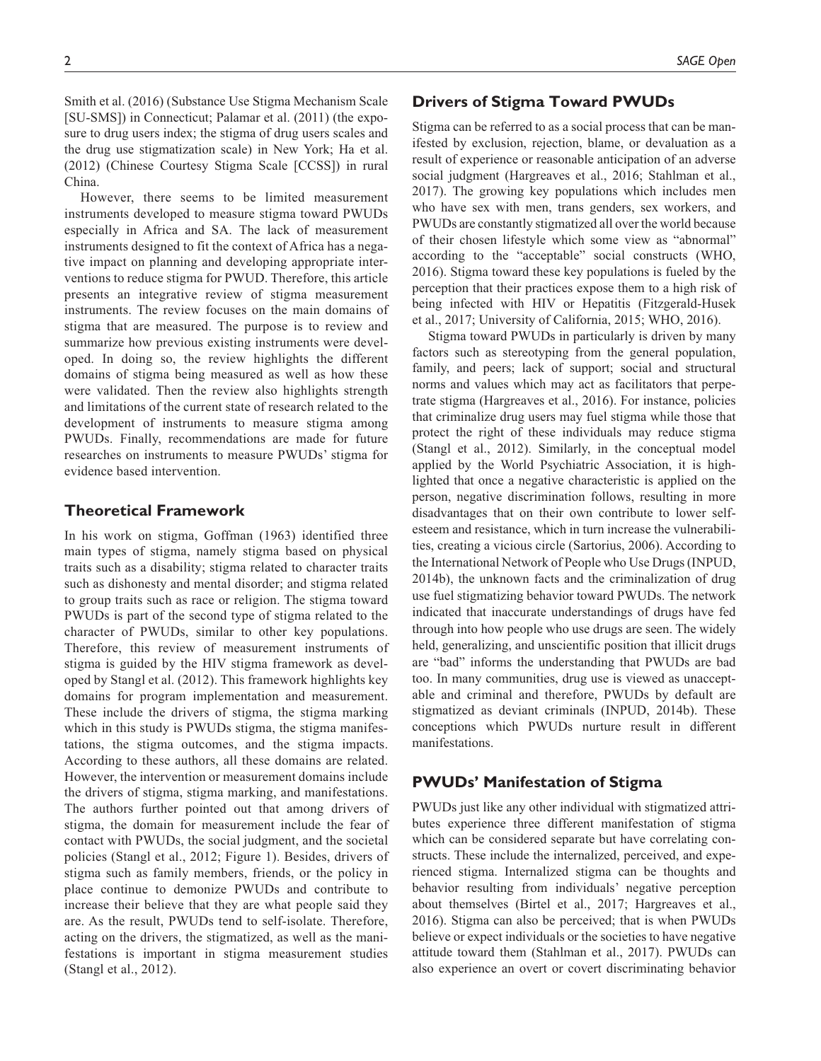Smith et al. (2016) (Substance Use Stigma Mechanism Scale [SU-SMS]) in Connecticut; Palamar et al. (2011) (the exposure to drug users index; the stigma of drug users scales and the drug use stigmatization scale) in New York; Ha et al. (2012) (Chinese Courtesy Stigma Scale [CCSS]) in rural China.

However, there seems to be limited measurement instruments developed to measure stigma toward PWUDs especially in Africa and SA. The lack of measurement instruments designed to fit the context of Africa has a negative impact on planning and developing appropriate interventions to reduce stigma for PWUD. Therefore, this article presents an integrative review of stigma measurement instruments. The review focuses on the main domains of stigma that are measured. The purpose is to review and summarize how previous existing instruments were developed. In doing so, the review highlights the different domains of stigma being measured as well as how these were validated. Then the review also highlights strength and limitations of the current state of research related to the development of instruments to measure stigma among PWUDs. Finally, recommendations are made for future researches on instruments to measure PWUDs' stigma for evidence based intervention.

## Theoretical Framework

In his work on stigma, Goffman (1963) identified three main types of stigma, namely stigma based on physical traits such as a disability; stigma related to character traits such as dishonesty and mental disorder; and stigma related to group traits such as race or religion. The stigma toward PWUDs is part of the second type of stigma related to the character of PWUDs, similar to other key populations. Therefore, this review of measurement instruments of stigma is guided by the HIV stigma framework as developed by Stangl et al. (2012). This framework highlights key domains for program implementation and measurement. These include the drivers of stigma, the stigma marking which in this study is PWUDs stigma, the stigma manifestations, the stigma outcomes, and the stigma impacts. According to these authors, all these domains are related. However, the intervention or measurement domains include the drivers of stigma, stigma marking, and manifestations. The authors further pointed out that among drivers of stigma, the domain for measurement include the fear of contact with PWUDs, the social judgment, and the societal policies (Stangl et al., 2012; Figure 1). Besides, drivers of stigma such as family members, friends, or the policy in place continue to demonize PWUDs and contribute to increase their believe that they are what people said they are. As the result, PWUDs tend to self-isolate. Therefore, acting on the drivers, the stigmatized, as well as the manifestations is important in stigma measurement studies (Stangl et al., 2012).

## Drivers of Stigma Toward PWUDs

Stigma can be referred to as a social process that can be manifested by exclusion, rejection, blame, or devaluation as a result of experience or reasonable anticipation of an adverse social judgment (Hargreaves et al., 2016; Stahlman et al., 2017). The growing key populations which includes men who have sex with men, trans genders, sex workers, and PWUDs are constantly stigmatized all over the world because of their chosen lifestyle which some view as "abnormal" according to the "acceptable" social constructs (WHO, 2016). Stigma toward these key populations is fueled by the perception that their practices expose them to a high risk of being infected with HIV or Hepatitis (Fitzgerald-Husek et al., 2017; University of California, 2015; WHO, 2016).

Stigma toward PWUDs in particularly is driven by many factors such as stereotyping from the general population, family, and peers; lack of support; social and structural norms and values which may act as facilitators that perpetrate stigma (Hargreaves et al., 2016). For instance, policies that criminalize drug users may fuel stigma while those that protect the right of these individuals may reduce stigma (Stangl et al., 2012). Similarly, in the conceptual model applied by the World Psychiatric Association, it is highlighted that once a negative characteristic is applied on the person, negative discrimination follows, resulting in more disadvantages that on their own contribute to lower self-esteem and resistance, which in turn increase the vulnerabilities, creating a vicious circle (Sartorius, 2006). According to the International Network of People who Use Drugs (INPUD, 2014b), the unknown facts and the criminalization of drug use fuel stigmatizing behavior toward PWUDs. The network indicated that inaccurate understandings of drugs have fed through into how people who use drugs are seen. The widely held, generalizing, and unscientific position that illicit drugs are "bad" informs the understanding that PWUDs are bad too. In many communities, drug use is viewed as unacceptable and criminal and therefore, PWUDs by default are stigmatized as deviant criminals (INPUD, 2014b). These conceptions which PWUDs nurture result in different manifestations.

## PWUDs' Manifestation of Stigma

PWUDs just like any other individual with stigmatized attributes experience three different manifestation of stigma which can be considered separate but have correlating constructs. These include the internalized, perceived, and experienced stigma. Internalized stigma can be thoughts and behavior resulting from individuals' negative perception about themselves (Birtel et al., 2017; Hargreaves et al., 2016). Stigma can also be perceived; that is when PWUDs believe or expect individuals or the societies to have negative attitude toward them (Stahlman et al., 2017). PWUDs can also experience an overt or covert discriminating behavior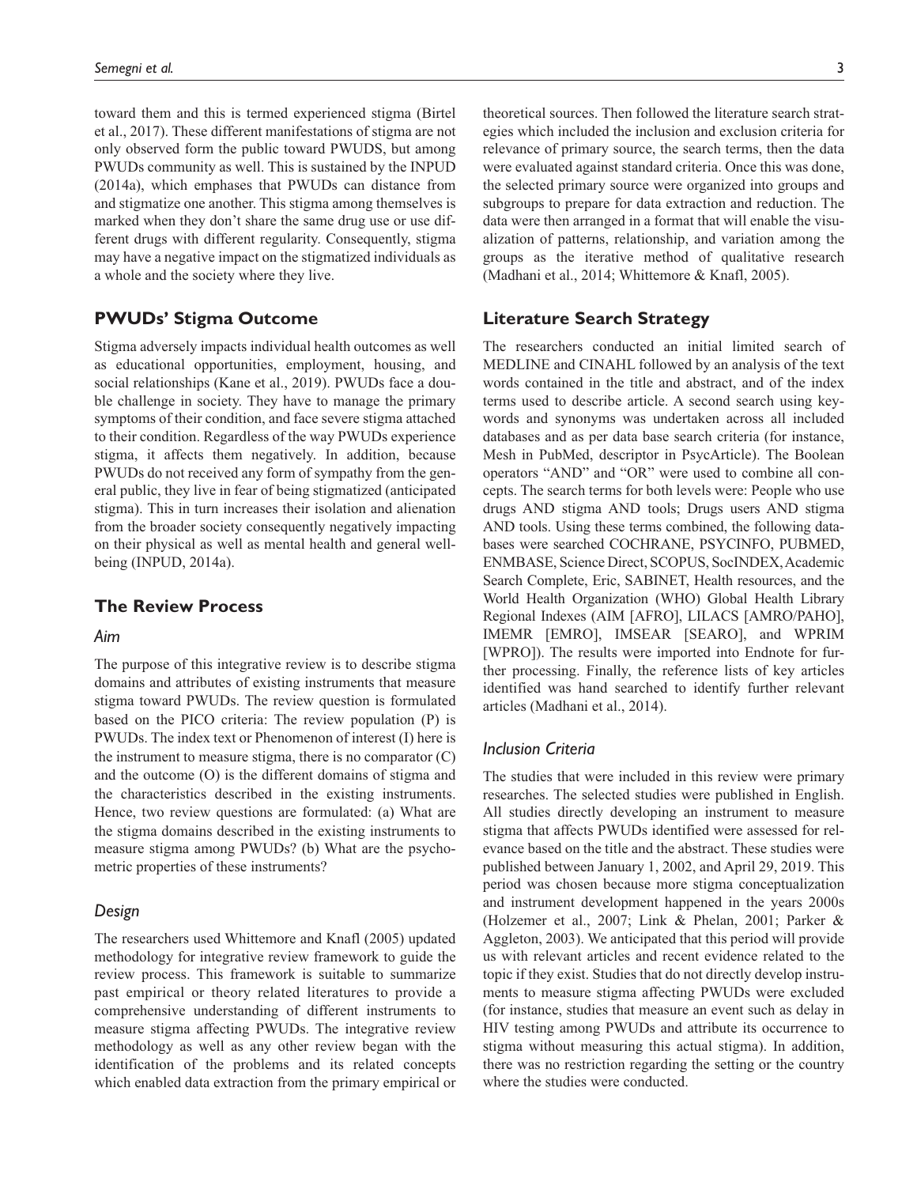toward them and this is termed experienced stigma (Birtel et al., 2017). These different manifestations of stigma are not only observed form the public toward PWUDS, but among PWUDs community as well. This is sustained by the INPUD (2014a), which emphases that PWUDs can distance from and stigmatize one another. This stigma among themselves is marked when they don't share the same drug use or use different drugs with different regularity. Consequently, stigma may have a negative impact on the stigmatized individuals as a whole and the society where they live.

## PWUDs' Stigma Outcome

Stigma adversely impacts individual health outcomes as well as educational opportunities, employment, housing, and social relationships (Kane et al., 2019). PWUDs face a double challenge in society. They have to manage the primary symptoms of their condition, and face severe stigma attached to their condition. Regardless of the way PWUDs experience stigma, it affects them negatively. In addition, because PWUDs do not received any form of sympathy from the general public, they live in fear of being stigmatized (anticipated stigma). This in turn increases their isolation and alienation from the broader society consequently negatively impacting on their physical as well as mental health and general well-being (INPUD, 2014a).

## The Review Process

### *Aim*

The purpose of this integrative review is to describe stigma domains and attributes of existing instruments that measure stigma toward PWUDs. The review question is formulated based on the PICO criteria: The review population (P) is PWUDs. The index text or Phenomenon of interest (I) here is the instrument to measure stigma, there is no comparator (C) and the outcome (O) is the different domains of stigma and the characteristics described in the existing instruments. Hence, two review questions are formulated: (a) What are the stigma domains described in the existing instruments to measure stigma among PWUDs? (b) What are the psychometric properties of these instruments?

### *Design*

The researchers used Whittemore and Knafl (2005) updated methodology for integrative review framework to guide the review process. This framework is suitable to summarize past empirical or theory related literatures to provide a comprehensive understanding of different instruments to measure stigma affecting PWUDs. The integrative review methodology as well as any other review began with the identification of the problems and its related concepts which enabled data extraction from the primary empirical or theoretical sources. Then followed the literature search strategies which included the inclusion and exclusion criteria for relevance of primary source, the search terms, then the data were evaluated against standard criteria. Once this was done, the selected primary source were organized into groups and subgroups to prepare for data extraction and reduction. The data were then arranged in a format that will enable the visualization of patterns, relationship, and variation among the groups as the iterative method of qualitative research (Madhani et al., 2014; Whittemore & Knafl, 2005).

## Literature Search Strategy

The researchers conducted an initial limited search of MEDLINE and CINAHL followed by an analysis of the text words contained in the title and abstract, and of the index terms used to describe article. A second search using keywords and synonyms was undertaken across all included databases and as per data base search criteria (for instance, Mesh in PubMed, descriptor in PsycArticle). The Boolean operators "AND" and "OR" were used to combine all concepts. The search terms for both levels were: People who use drugs AND stigma AND tools; Drugs users AND stigma AND tools. Using these terms combined, the following databases were searched COCHRANE, PSYCINFO, PUBMED, ENMBASE, Science Direct, SCOPUS, SocINDEX, Academic Search Complete, Eric, SABINET, Health resources, and the World Health Organization (WHO) Global Health Library Regional Indexes (AIM [AFRO], LILACS [AMRO/PAHO], IMEMR [EMRO], IMSEAR [SEARO], and WPRIM [WPRO]). The results were imported into Endnote for further processing. Finally, the reference lists of key articles identified was hand searched to identify further relevant articles (Madhani et al., 2014).

### *Inclusion Criteria*

The studies that were included in this review were primary researches. The selected studies were published in English. All studies directly developing an instrument to measure stigma that affects PWUDs identified were assessed for relevance based on the title and the abstract. These studies were published between January 1, 2002, and April 29, 2019. This period was chosen because more stigma conceptualization and instrument development happened in the years 2000s (Holzemer et al., 2007; Link & Phelan, 2001; Parker & Aggleton, 2003). We anticipated that this period will provide us with relevant articles and recent evidence related to the topic if they exist. Studies that do not directly develop instruments to measure stigma affecting PWUDs were excluded (for instance, studies that measure an event such as delay in HIV testing among PWUDs and attribute its occurrence to stigma without measuring this actual stigma). In addition, there was no restriction regarding the setting or the country where the studies were conducted.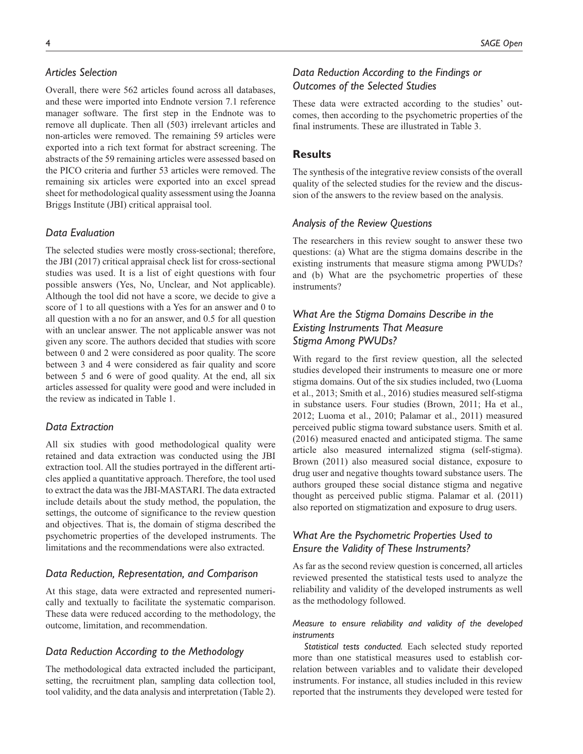### Articles Selection

Overall, there were 562 articles found across all databases, and these were imported into Endnote version 7.1 reference manager software. The first step in the Endnote was to remove all duplicate. Then all (503) irrelevant articles and non-articles were removed. The remaining 59 articles were exported into a rich text format for abstract screening. The abstracts of the 59 remaining articles were assessed based on the PICO criteria and further 53 articles were removed. The remaining six articles were exported into an excel spread sheet for methodological quality assessment using the Joanna Briggs Institute (JBI) critical appraisal tool.

### Data Evaluation

The selected studies were mostly cross-sectional; therefore, the JBI (2017) critical appraisal check list for cross-sectional studies was used. It is a list of eight questions with four possible answers (Yes, No, Unclear, and Not applicable). Although the tool did not have a score, we decide to give a score of 1 to all questions with a Yes for an answer and 0 to all question with a no for an answer, and 0.5 for all question with an unclear answer. The not applicable answer was not given any score. The authors decided that studies with score between 0 and 2 were considered as poor quality. The score between 3 and 4 were considered as fair quality and score between 5 and 6 were of good quality. At the end, all six articles assessed for quality were good and were included in the review as indicated in Table 1.

### Data Extraction

All six studies with good methodological quality were retained and data extraction was conducted using the JBI extraction tool. All the studies portrayed in the different articles applied a quantitative approach. Therefore, the tool used to extract the data was the JBI-MASTARI. The data extracted include details about the study method, the population, the settings, the outcome of significance to the review question and objectives. That is, the domain of stigma described the psychometric properties of the developed instruments. The limitations and the recommendations were also extracted.

### Data Reduction, Representation, and Comparison

At this stage, data were extracted and represented numerically and textually to facilitate the systematic comparison. These data were reduced according to the methodology, the outcome, limitation, and recommendation.

### Data Reduction According to the Methodology

The methodological data extracted included the participant, setting, the recruitment plan, sampling data collection tool, tool validity, and the data analysis and interpretation (Table 2).

### Data Reduction According to the Findings or Outcomes of the Selected Studies

These data were extracted according to the studies' outcomes, then according to the psychometric properties of the final instruments. These are illustrated in Table 3.

## Results

The synthesis of the integrative review consists of the overall quality of the selected studies for the review and the discussion of the answers to the review based on the analysis.

### Analysis of the Review Questions

The researchers in this review sought to answer these two questions: (a) What are the stigma domains describe in the existing instruments that measure stigma among PWUDs? and (b) What are the psychometric properties of these instruments?

### What Are the Stigma Domains Describe in the Existing Instruments That Measure Stigma Among PWUDs?

With regard to the first review question, all the selected studies developed their instruments to measure one or more stigma domains. Out of the six studies included, two (Luoma et al., 2013; Smith et al., 2016) studies measured self-stigma in substance users. Four studies (Brown, 2011; Ha et al., 2012; Luoma et al., 2010; Palamar et al., 2011) measured perceived public stigma toward substance users. Smith et al. (2016) measured enacted and anticipated stigma. The same article also measured internalized stigma (self-stigma). Brown (2011) also measured social distance, exposure to drug user and negative thoughts toward substance users. The authors grouped these social distance stigma and negative thought as perceived public stigma. Palamar et al. (2011) also reported on stigmatization and exposure to drug users.

### What Are the Psychometric Properties Used to Ensure the Validity of These Instruments?

As far as the second review question is concerned, all articles reviewed presented the statistical tests used to analyze the reliability and validity of the developed instruments as well as the methodology followed.

#### *Measure to ensure reliability and validity of the developed instruments*

*Statistical tests conducted.* Each selected study reported more than one statistical measures used to establish correlation between variables and to validate their developed instruments. For instance, all studies included in this review reported that the instruments they developed were tested for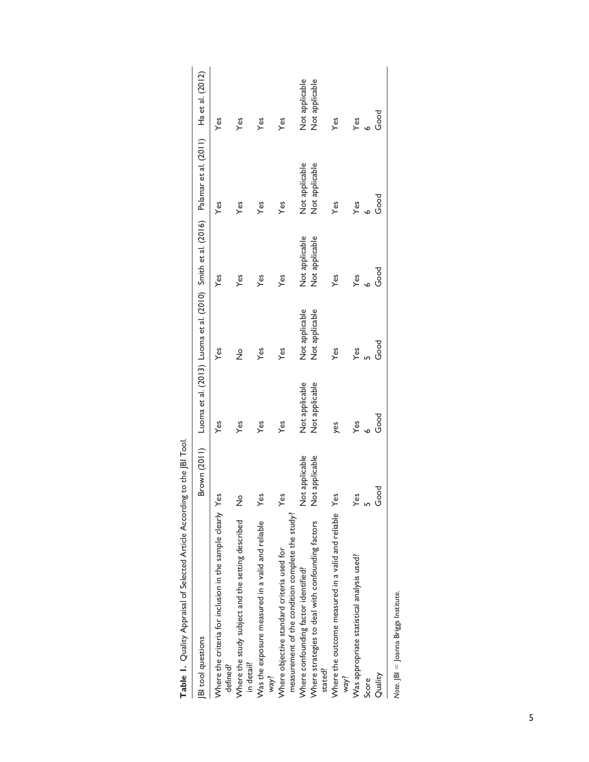**Table 1.** Quality Appraisal of Selected Article According to the JBI Tool.

| JBI tool questions | Brown (2011) | Luoma et al. (2013) | Luoma et al. (2010) | Smith et al. (2016) | Palamar et al. (2011) | Ha et al. (2012) |
|---|---|---|---|---|---|---|
| Where the criteria for inclusion in the sample clearly defined? | Yes | Yes | Yes | Yes | Yes | Yes |
| Where the study subject and the setting described in detail? | No | Yes | No | Yes | Yes | Yes |
| Was the exposure measured in a valid and reliable way? | Yes | Yes | Yes | Yes | Yes | Yes |
| Where objective standard criteria used for measurement of the condition complete the study? | Yes | Yes | Yes | Yes | Yes | Yes |
| Where confounding factor identified? | Not applicable | Not applicable | Not applicable | Not applicable | Not applicable | Not applicable |
| Where strategies to deal with confounding factors stated? | Not applicable | Not applicable | Not applicable | Not applicable | Not applicable | Not applicable |
| Where the outcome measured in a valid and reliable way? | Yes | yes | Yes | Yes | Yes | Yes |
| Was appropriate statistical analysis used? | Yes | Yes | Yes | Yes | Yes | Yes |
| Score | 5 | 6 | 5 | 6 | 6 | 6 |
| Quality | Good | Good | Good | Good | Good | Good |

*Note.* JBI = Joanna Briggs Institute.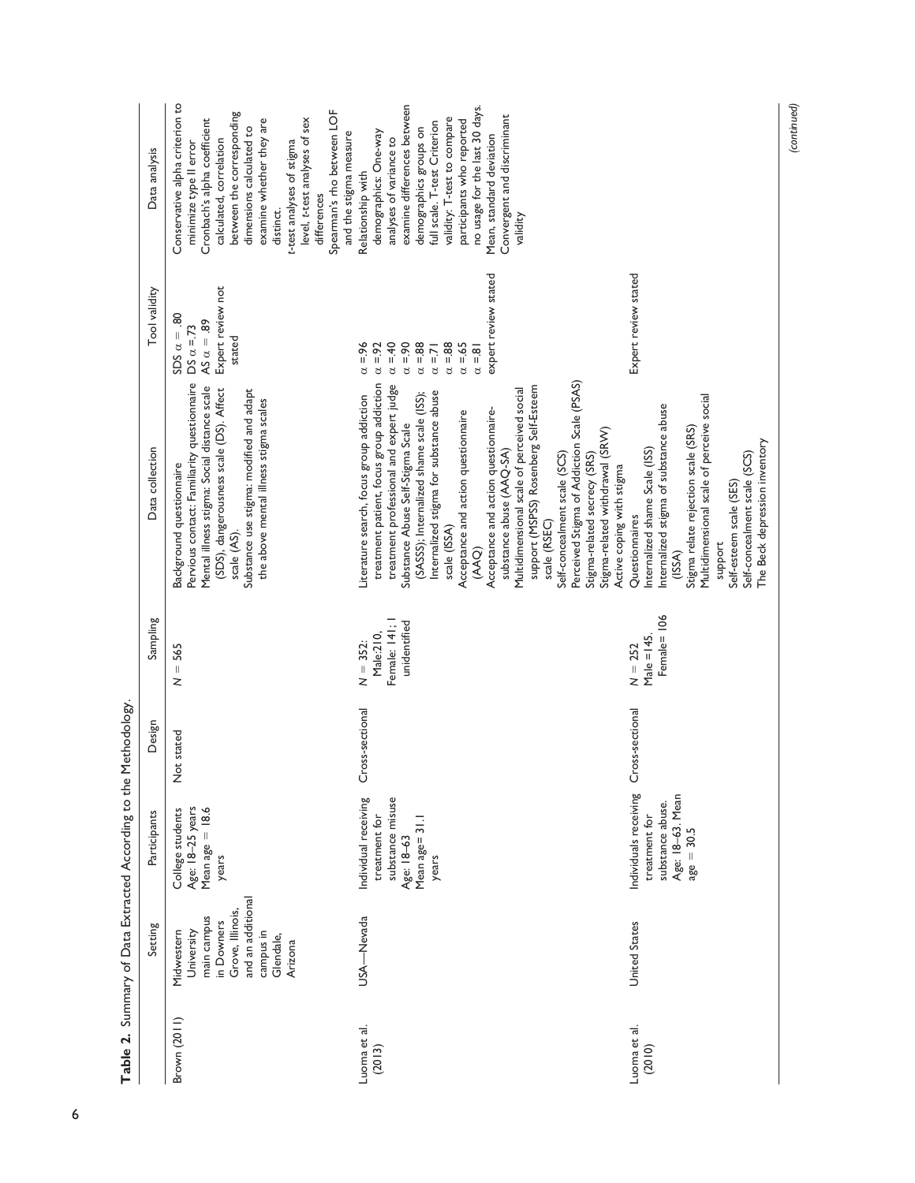**Table 2.** Summary of Data Extracted According to the Methodology.

| | Setting | Participants | Design | Sampling | Data collection | Tool validity | Data analysis |
|---|---|---|---|---|---|---|---|
| Brown (2011) | Midwestern University main campus in Downers Grove, Illinois, and an additional campus in Glendale, Arizona | College students Age: 18–25 years Mean age = 18.6 years | Not stated | $N = 565$ | Background questionnaire Pervious contact: Familiarity questionnaire Mental illness stigma: Social distance scale (SDS), dangerousness scale (DS). Affect scale (AS). Substance use stigma: modified and adapt the above mental illness stigma scales | SDS $\alpha = .80$ DS $\alpha = .73$ AS $\alpha = .89$ Expert review not stated | Conservative alpha criterion to minimize type II error Cronbach's alpha coefficient calculated, correlation between the corresponding dimensions calculated to examine whether they are distinct. t-test analyses of stigma level, t-test analyses of sex differences Spearman's rho between LOF and the stigma measure |
| Luoma et al. (2013) | USA—Nevada | Individual receiving treatment for substance misuse Age: 18–63 Mean age= 31.1 years | Cross-sectional | $N = 352$: Male:210, Female: 141; 1 unidentified | Literature search, focus group addiction treatment patient, focus group addiction treatment professional and expert judge Substance Abuse Self-Stigma Scale (SASSS); Internalized shame scale (ISS); Internalized stigma for substance abuse scale (ISSA) Acceptance and action questionnaire (AAQ) Acceptance and action questionnaire-substance abuse (AAQ-SA) Multidimensional scale of perceived social support (MSPSS) Rosenberg Self-Esteem scale (RSEC) Self-concealment scale (SCS) Perceived Stigma of Addiction Scale (PSAS) Stigma-related secrecy (SRS) Stigma-related withdrawal (SRW) Active coping with stigma | $\alpha = .96$ $\alpha = .92$ $\alpha = .40$ $\alpha = .90$ $\alpha = .88$ $\alpha = .71$ $\alpha = .88$ $\alpha = .65$ $\alpha = .81$ expert review stated | Relationship with demographics: One-way analyses of variance to examine differences between demographics groups on full scale. T-test Criterion validity; T-test to compare participants who reported no usage for the last 30 days. Mean, standard deviation Convergent and discriminant validity |
| Luoma et al. (2010) | United States | Individuals receiving treatment for substance abuse. Age: 18–63. Mean age = 30.5 | Cross-sectional | $N = 252$ Male =145. Female= 106 | Questionnaires Internalized shame Scale (ISS) Internalized stigma of substance abuse (ISSA) Stigma relate rejection scale (SRS) Multidimensional scale of perceive social support Self-esteem scale (SES) Self-concealment scale (SCS) The Beck depression inventory | Expert review stated | |

*(continued)*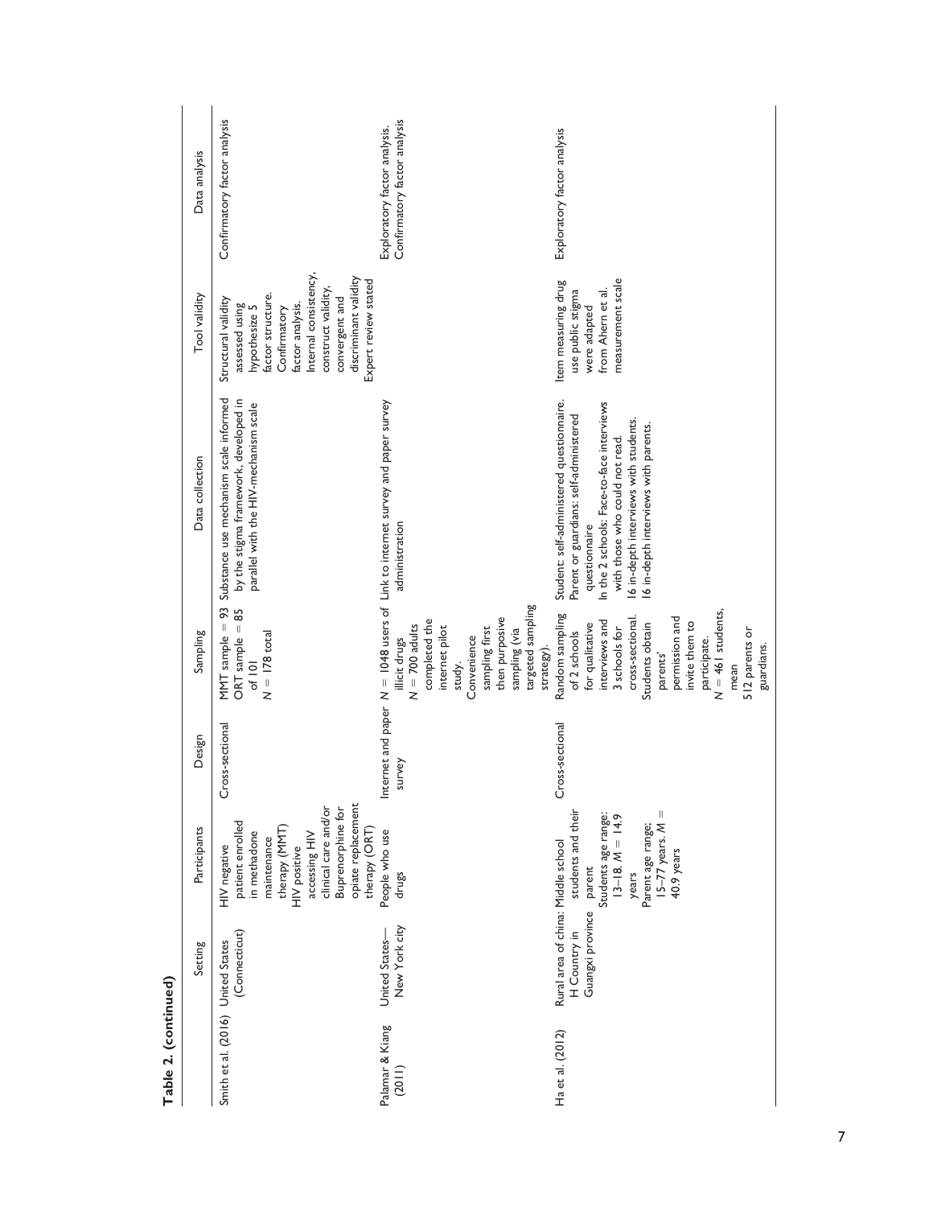**Table 2. (continued)**

| | Setting | Participants | Design | Sampling | Data collection | Tool validity | Data analysis |
|---|---|---|---|---|---|---|---|
| Smith et al. (2016) | United States (Connecticut) | HIV negative patient enrolled in methadone maintenance therapy (MMT) HIV positive accessing HIV clinical care and/or Buprenorphine for opiate replacement therapy (ORT) | Cross-sectional | MMT sample = 93 ORT sample = 85 of 101 $N = 178$ total | Substance use mechanism scale informed by the stigma framework, developed in parallel with the HIV-mechanism scale | Structural validity assessed using hypothesize 5 factor structure. Confirmatory factor analysis. Internal consistency, construct validity, convergent and discriminant validity Expert review stated | Confirmatory factor analysis |
| Palamar & Kiang (2011) | United States—New York city | People who use drugs | Internet and paper survey | $N = 1048$ users of illicit drugs $N = 700$ adults completed the internet pilot study. Convenience sampling first then purposive sampling (via targeted sampling strategy). | Link to internet survey and paper survey administration | | Exploratory factor analysis. Confirmatory factor analysis |
| Ha et al. (2012) | Rural area of china: H Country in Guangxi province | Middle school students and their parent Students age range: 13–18. $M = 14.9$ years Parent age range; 15–77 years. $M = 40.9$ years | Cross-sectional | Random sampling of 2 schools for qualitative interviews and 3 schools for cross-sectional. Students obtain parents' permission and invite them to participate. $N = 461$ students, mean 512 parents or guardians. | Student: self-administered questionnaire. Parent or guardians: self-administered questionnaire In the 2 schools: Face-to-face interviews with those who could not read. 16 in-depth interviews with students. 16 in-depth interviews with parents. | Item measuring drug use public stigma were adapted from Ahern et al. measurement scale | Exploratory factor analysis |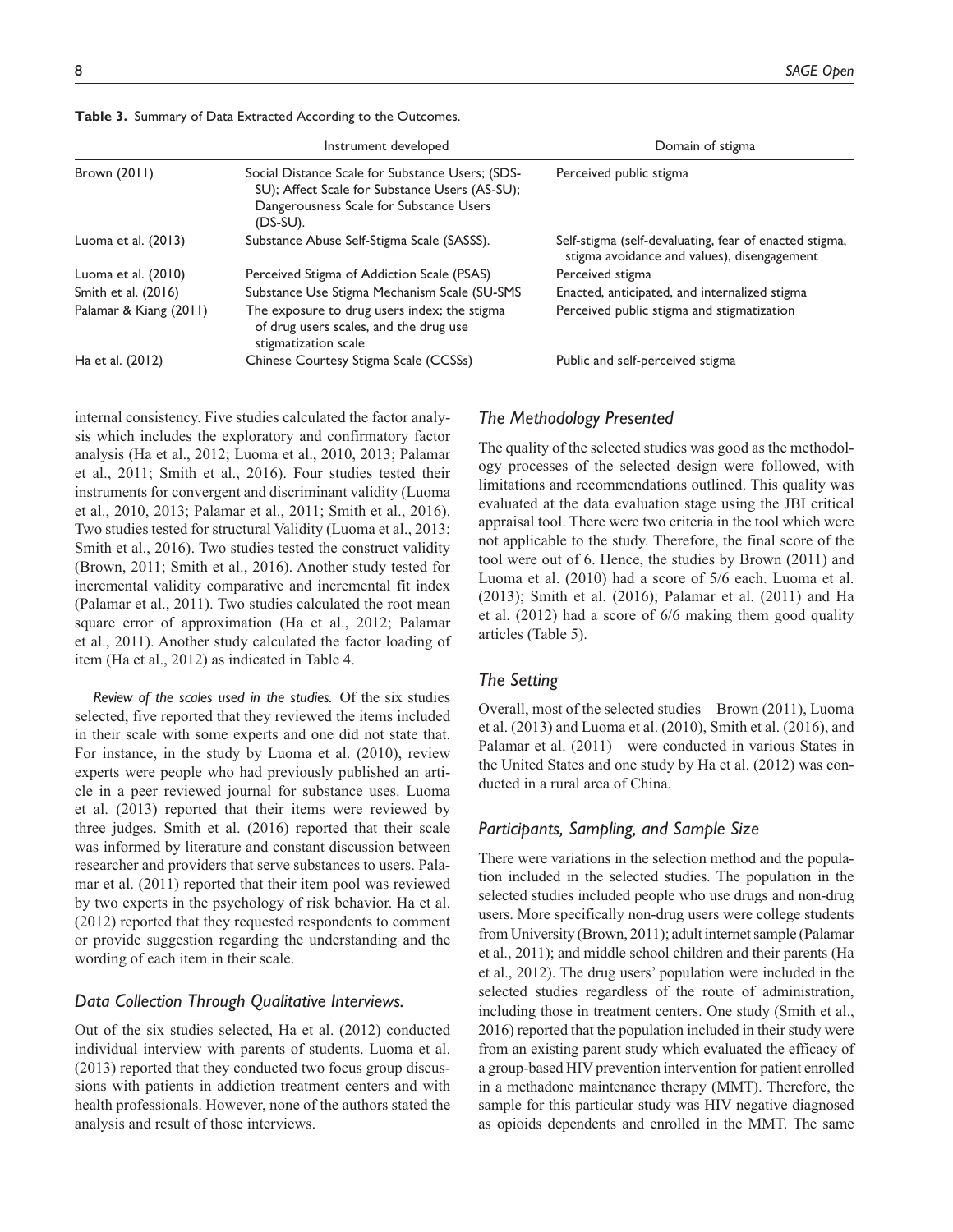**Table 3.** Summary of Data Extracted According to the Outcomes.

| | Instrument developed | Domain of stigma |
|---|---|---|
| Brown (2011) | Social Distance Scale for Substance Users; (SDS-SU); Affect Scale for Substance Users (AS-SU); Dangerousness Scale for Substance Users (DS-SU). | Perceived public stigma |
| Luoma et al. (2013) | Substance Abuse Self-Stigma Scale (SASSS). | Self-stigma (self-devaluating, fear of enacted stigma, stigma avoidance and values), disengagement |
| Luoma et al. (2010) | Perceived Stigma of Addiction Scale (PSAS) | Perceived stigma |
| Smith et al. (2016) | Substance Use Stigma Mechanism Scale (SU-SMS | Enacted, anticipated, and internalized stigma |
| Palamar & Kiang (2011) | The exposure to drug users index; the stigma of drug users scales, and the drug use stigmatization scale | Perceived public stigma and stigmatization |
| Ha et al. (2012) | Chinese Courtesy Stigma Scale (CCSSs) | Public and self-perceived stigma |

internal consistency. Five studies calculated the factor analysis which includes the exploratory and confirmatory factor analysis (Ha et al., 2012; Luoma et al., 2010, 2013; Palamar et al., 2011; Smith et al., 2016). Four studies tested their instruments for convergent and discriminant validity (Luoma et al., 2010, 2013; Palamar et al., 2011; Smith et al., 2016). Two studies tested for structural Validity (Luoma et al., 2013; Smith et al., 2016). Two studies tested the construct validity (Brown, 2011; Smith et al., 2016). Another study tested for incremental validity comparative and incremental fit index (Palamar et al., 2011). Two studies calculated the root mean square error of approximation (Ha et al., 2012; Palamar et al., 2011). Another study calculated the factor loading of item (Ha et al., 2012) as indicated in Table 4.

*Review of the scales used in the studies.* Of the six studies selected, five reported that they reviewed the items included in their scale with some experts and one did not state that. For instance, in the study by Luoma et al. (2010), review experts were people who had previously published an article in a peer reviewed journal for substance uses. Luoma et al. (2013) reported that their items were reviewed by three judges. Smith et al. (2016) reported that their scale was informed by literature and constant discussion between researcher and providers that serve substances to users. Palamar et al. (2011) reported that their item pool was reviewed by two experts in the psychology of risk behavior. Ha et al. (2012) reported that they requested respondents to comment or provide suggestion regarding the understanding and the wording of each item in their scale.

### *Data Collection Through Qualitative Interviews.*

Out of the six studies selected, Ha et al. (2012) conducted individual interview with parents of students. Luoma et al. (2013) reported that they conducted two focus group discussions with patients in addiction treatment centers and with health professionals. However, none of the authors stated the analysis and result of those interviews.

### *The Methodology Presented*

The quality of the selected studies was good as the methodology processes of the selected design were followed, with limitations and recommendations outlined. This quality was evaluated at the data evaluation stage using the JBI critical appraisal tool. There were two criteria in the tool which were not applicable to the study. Therefore, the final score of the tool were out of 6. Hence, the studies by Brown (2011) and Luoma et al. (2010) had a score of 5/6 each. Luoma et al. (2013); Smith et al. (2016); Palamar et al. (2011) and Ha et al. (2012) had a score of 6/6 making them good quality articles (Table 5).

### *The Setting*

Overall, most of the selected studies—Brown (2011), Luoma et al. (2013) and Luoma et al. (2010), Smith et al. (2016), and Palamar et al. (2011)—were conducted in various States in the United States and one study by Ha et al. (2012) was conducted in a rural area of China.

### *Participants, Sampling, and Sample Size*

There were variations in the selection method and the population included in the selected studies. The population in the selected studies included people who use drugs and non-drug users. More specifically non-drug users were college students from University (Brown, 2011); adult internet sample (Palamar et al., 2011); and middle school children and their parents (Ha et al., 2012). The drug users' population were included in the selected studies regardless of the route of administration, including those in treatment centers. One study (Smith et al., 2016) reported that the population included in their study were from an existing parent study which evaluated the efficacy of a group-based HIV prevention intervention for patient enrolled in a methadone maintenance therapy (MMT). Therefore, the sample for this particular study was HIV negative diagnosed as opioids dependents and enrolled in the MMT. The same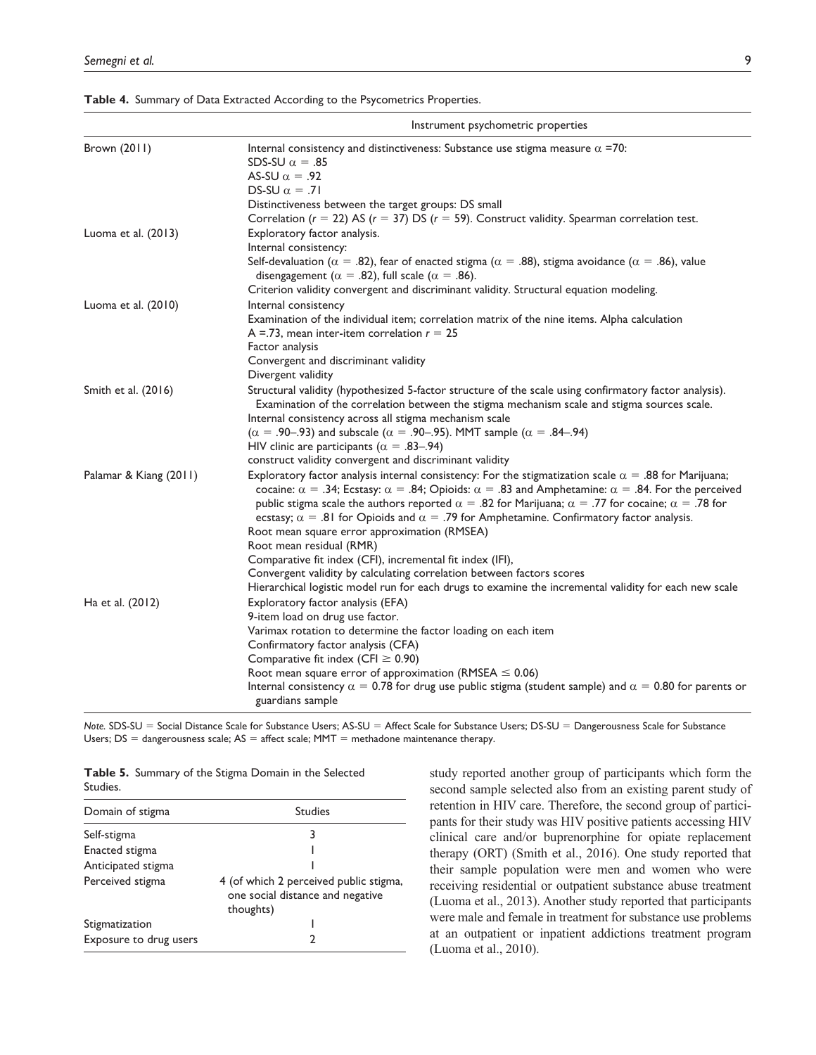**Table 4.** Summary of Data Extracted According to the Psycometrics Properties.

| | Instrument psychometric properties |
|---|---|
| Brown (2011) | Internal consistency and distinctiveness: Substance use stigma measure $\alpha$ =70:<br>SDS-SU $\alpha = .85$<br>AS-SU $\alpha = .92$<br>DS-SU $\alpha = .71$<br>Distinctiveness between the target groups: DS small<br>Correlation ($r = 22$) AS ($r = 37$) DS ($r = 59$). Construct validity. Spearman correlation test. |
| Luoma et al. (2013) | Exploratory factor analysis.<br>Internal consistency:<br>Self-devaluation ($\alpha = .82$), fear of enacted stigma ($\alpha = .88$), stigma avoidance ($\alpha = .86$), value disengagement ($\alpha = .82$), full scale ($\alpha = .86$).<br>Criterion validity convergent and discriminant validity. Structural equation modeling. |
| Luoma et al. (2010) | Internal consistency<br>Examination of the individual item; correlation matrix of the nine items. Alpha calculation<br>A =.73, mean inter-item correlation $r = 25$<br>Factor analysis<br>Convergent and discriminant validity<br>Divergent validity |
| Smith et al. (2016) | Structural validity (hypothesized 5-factor structure of the scale using confirmatory factor analysis). Examination of the correlation between the stigma mechanism scale and stigma sources scale.<br>Internal consistency across all stigma mechanism scale<br>($\alpha = .90$–.93) and subscale ($\alpha = .90$–.95). MMT sample ($\alpha = .84$–.94)<br>HIV clinic are participants ($\alpha = .83$–.94)<br>construct validity convergent and discriminant validity |
| Palamar & Kiang (2011) | Exploratory factor analysis internal consistency: For the stigmatization scale $\alpha = .88$ for Marijuana; cocaine: $\alpha = .34$; Ecstasy: $\alpha = .84$; Opioids: $\alpha = .83$ and Amphetamine: $\alpha = .84$. For the perceived public stigma scale the authors reported $\alpha = .82$ for Marijuana; $\alpha = .77$ for cocaine; $\alpha = .78$ for ecstasy; $\alpha = .81$ for Opioids and $\alpha = .79$ for Amphetamine. Confirmatory factor analysis.<br>Root mean square error approximation (RMSEA)<br>Root mean residual (RMR)<br>Comparative fit index (CFI), incremental fit index (IFI),<br>Convergent validity by calculating correlation between factors scores<br>Hierarchical logistic model run for each drugs to examine the incremental validity for each new scale |
| Ha et al. (2012) | Exploratory factor analysis (EFA)<br>9-item load on drug use factor.<br>Varimax rotation to determine the factor loading on each item<br>Confirmatory factor analysis (CFA)<br>Comparative fit index (CFI $\geq 0.90$)<br>Root mean square error of approximation (RMSEA $\leq 0.06$)<br>Internal consistency $\alpha = 0.78$ for drug use public stigma (student sample) and $\alpha = 0.80$ for parents or guardians sample |

*Note.* SDS-SU = Social Distance Scale for Substance Users; AS-SU = Affect Scale for Substance Users; DS-SU = Dangerousness Scale for Substance Users; DS = dangerousness scale; AS = affect scale; MMT = methadone maintenance therapy.

**Table 5.** Summary of the Stigma Domain in the Selected Studies.

| Domain of stigma | Studies |
|---|---|
| Self-stigma | 3 |
| Enacted stigma | 1 |
| Anticipated stigma | 1 |
| Perceived stigma | 4 (of which 2 perceived public stigma, one social distance and negative thoughts) |
| Stigmatization | 1 |
| Exposure to drug users | 2 |

study reported another group of participants which form the second sample selected also from an existing parent study of retention in HIV care. Therefore, the second group of participants for their study was HIV positive patients accessing HIV clinical care and/or buprenorphine for opiate replacement therapy (ORT) (Smith et al., 2016). One study reported that their sample population were men and women who were receiving residential or outpatient substance abuse treatment (Luoma et al., 2013). Another study reported that participants were male and female in treatment for substance use problems at an outpatient or inpatient addictions treatment program (Luoma et al., 2010).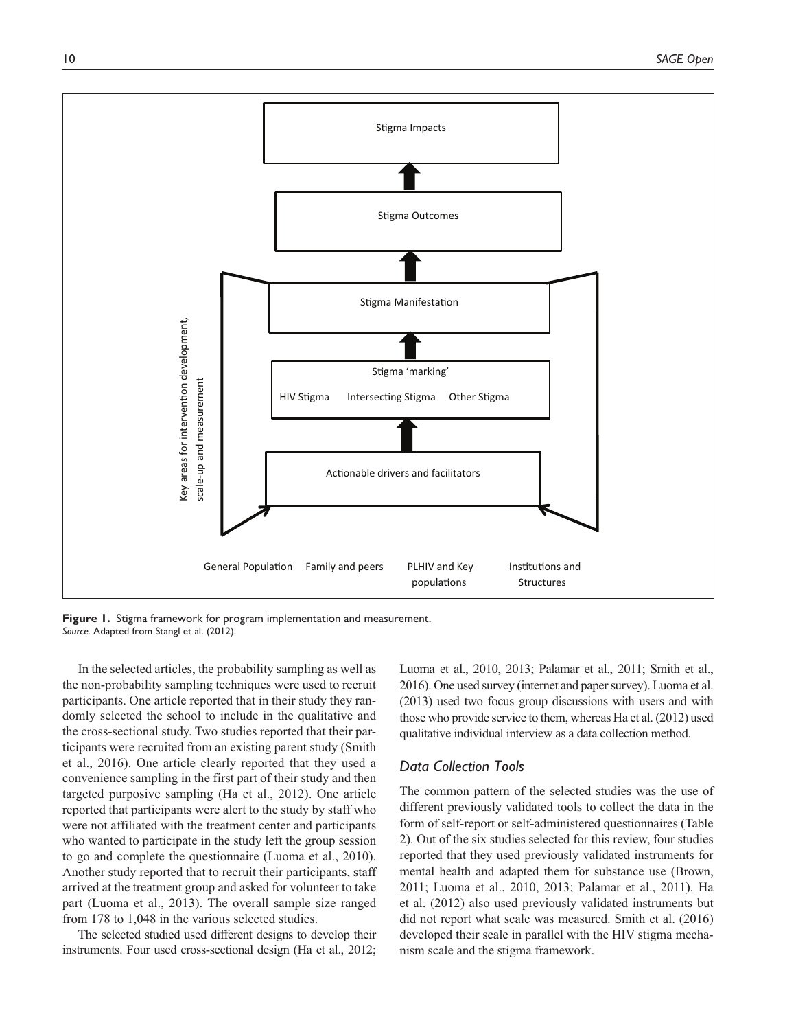Stigma Impacts

Stigma Outcomes

Stigma Manifestation

Stigma 'marking'

HIV Stigma Intersecting Stigma Other Stigma

Actionable drivers and facilitators

Key areas for intervention development, scale-up and measurement

General Population Family and peers PLHIV and Key populations Institutions and Structures

**Figure 1.** Stigma framework for program implementation and measurement.
*Source.* Adapted from Stangl et al. (2012).

In the selected articles, the probability sampling as well as the non-probability sampling techniques were used to recruit participants. One article reported that in their study they randomly selected the school to include in the qualitative and the cross-sectional study. Two studies reported that their participants were recruited from an existing parent study (Smith et al., 2016). One article clearly reported that they used a convenience sampling in the first part of their study and then targeted purposive sampling (Ha et al., 2012). One article reported that participants were alert to the study by staff who were not affiliated with the treatment center and participants who wanted to participate in the study left the group session to go and complete the questionnaire (Luoma et al., 2010). Another study reported that to recruit their participants, staff arrived at the treatment group and asked for volunteer to take part (Luoma et al., 2013). The overall sample size ranged from 178 to 1,048 in the various selected studies.

The selected studied used different designs to develop their instruments. Four used cross-sectional design (Ha et al., 2012; Luoma et al., 2010, 2013; Palamar et al., 2011; Smith et al., 2016). One used survey (internet and paper survey). Luoma et al. (2013) used two focus group discussions with users and with those who provide service to them, whereas Ha et al. (2012) used qualitative individual interview as a data collection method.

## Data Collection Tools

The common pattern of the selected studies was the use of different previously validated tools to collect the data in the form of self-report or self-administered questionnaires (Table 2). Out of the six studies selected for this review, four studies reported that they used previously validated instruments for mental health and adapted them for substance use (Brown, 2011; Luoma et al., 2010, 2013; Palamar et al., 2011). Ha et al. (2012) also used previously validated instruments but did not report what scale was measured. Smith et al. (2016) developed their scale in parallel with the HIV stigma mechanism scale and the stigma framework.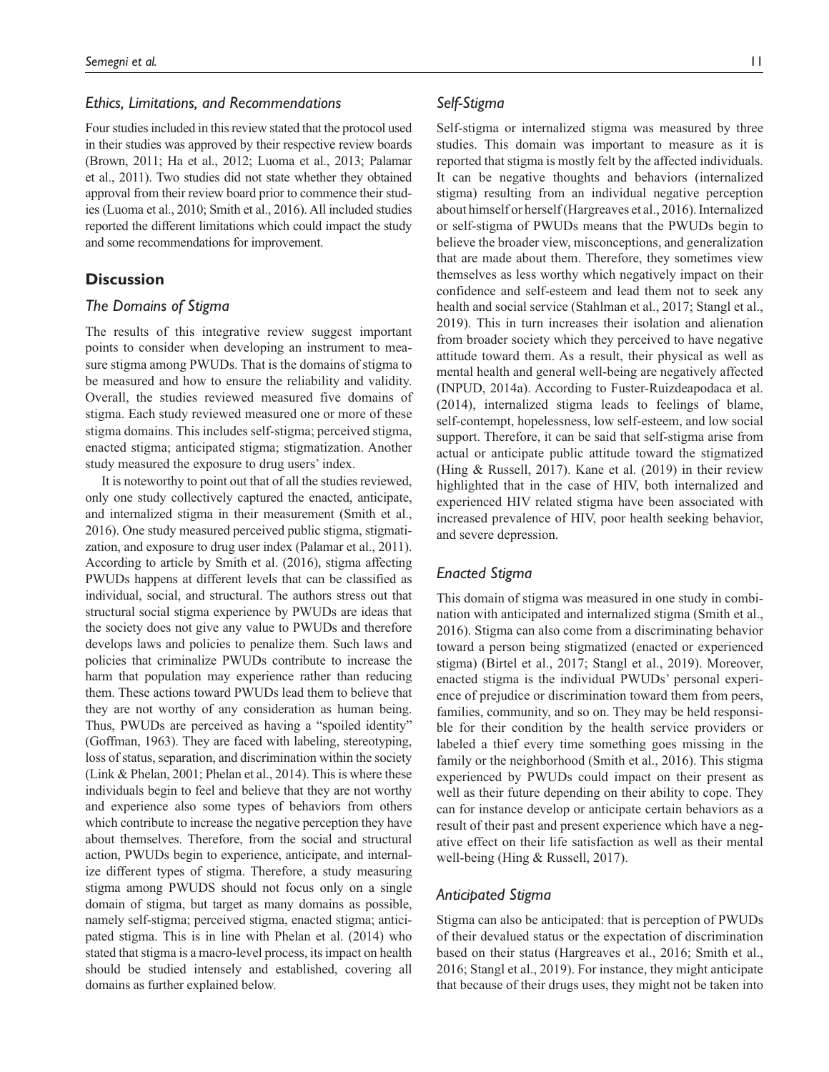### Ethics, Limitations, and Recommendations

Four studies included in this review stated that the protocol used in their studies was approved by their respective review boards (Brown, 2011; Ha et al., 2012; Luoma et al., 2013; Palamar et al., 2011). Two studies did not state whether they obtained approval from their review board prior to commence their studies (Luoma et al., 2010; Smith et al., 2016). All included studies reported the different limitations which could impact the study and some recommendations for improvement.

## Discussion

### The Domains of Stigma

The results of this integrative review suggest important points to consider when developing an instrument to measure stigma among PWUDs. That is the domains of stigma to be measured and how to ensure the reliability and validity. Overall, the studies reviewed measured five domains of stigma. Each study reviewed measured one or more of these stigma domains. This includes self-stigma; perceived stigma, enacted stigma; anticipated stigma; stigmatization. Another study measured the exposure to drug users' index.

It is noteworthy to point out that of all the studies reviewed, only one study collectively captured the enacted, anticipate, and internalized stigma in their measurement (Smith et al., 2016). One study measured perceived public stigma, stigmatization, and exposure to drug user index (Palamar et al., 2011). According to article by Smith et al. (2016), stigma affecting PWUDs happens at different levels that can be classified as individual, social, and structural. The authors stress out that structural social stigma experience by PWUDs are ideas that the society does not give any value to PWUDs and therefore develops laws and policies to penalize them. Such laws and policies that criminalize PWUDs contribute to increase the harm that population may experience rather than reducing them. These actions toward PWUDs lead them to believe that they are not worthy of any consideration as human being. Thus, PWUDs are perceived as having a "spoiled identity" (Goffman, 1963). They are faced with labeling, stereotyping, loss of status, separation, and discrimination within the society (Link & Phelan, 2001; Phelan et al., 2014). This is where these individuals begin to feel and believe that they are not worthy and experience also some types of behaviors from others which contribute to increase the negative perception they have about themselves. Therefore, from the social and structural action, PWUDs begin to experience, anticipate, and internalize different types of stigma. Therefore, a study measuring stigma among PWUDS should not focus only on a single domain of stigma, but target as many domains as possible, namely self-stigma; perceived stigma, enacted stigma; anticipated stigma. This is in line with Phelan et al. (2014) who stated that stigma is a macro-level process, its impact on health should be studied intensely and established, covering all domains as further explained below.

### Self-Stigma

Self-stigma or internalized stigma was measured by three studies. This domain was important to measure as it is reported that stigma is mostly felt by the affected individuals. It can be negative thoughts and behaviors (internalized stigma) resulting from an individual negative perception about himself or herself (Hargreaves et al., 2016). Internalized or self-stigma of PWUDs means that the PWUDs begin to believe the broader view, misconceptions, and generalization that are made about them. Therefore, they sometimes view themselves as less worthy which negatively impact on their confidence and self-esteem and lead them not to seek any health and social service (Stahlman et al., 2017; Stangl et al., 2019). This in turn increases their isolation and alienation from broader society which they perceived to have negative attitude toward them. As a result, their physical as well as mental health and general well-being are negatively affected (INPUD, 2014a). According to Fuster-Ruizdeapodaca et al. (2014), internalized stigma leads to feelings of blame, self-contempt, hopelessness, low self-esteem, and low social support. Therefore, it can be said that self-stigma arise from actual or anticipate public attitude toward the stigmatized (Hing & Russell, 2017). Kane et al. (2019) in their review highlighted that in the case of HIV, both internalized and experienced HIV related stigma have been associated with increased prevalence of HIV, poor health seeking behavior, and severe depression.

### Enacted Stigma

This domain of stigma was measured in one study in combination with anticipated and internalized stigma (Smith et al., 2016). Stigma can also come from a discriminating behavior toward a person being stigmatized (enacted or experienced stigma) (Birtel et al., 2017; Stangl et al., 2019). Moreover, enacted stigma is the individual PWUDs' personal experience of prejudice or discrimination toward them from peers, families, community, and so on. They may be held responsible for their condition by the health service providers or labeled a thief every time something goes missing in the family or the neighborhood (Smith et al., 2016). This stigma experienced by PWUDs could impact on their present as well as their future depending on their ability to cope. They can for instance develop or anticipate certain behaviors as a result of their past and present experience which have a negative effect on their life satisfaction as well as their mental well-being (Hing & Russell, 2017).

### Anticipated Stigma

Stigma can also be anticipated: that is perception of PWUDs of their devalued status or the expectation of discrimination based on their status (Hargreaves et al., 2016; Smith et al., 2016; Stangl et al., 2019). For instance, they might anticipate that because of their drugs uses, they might not be taken into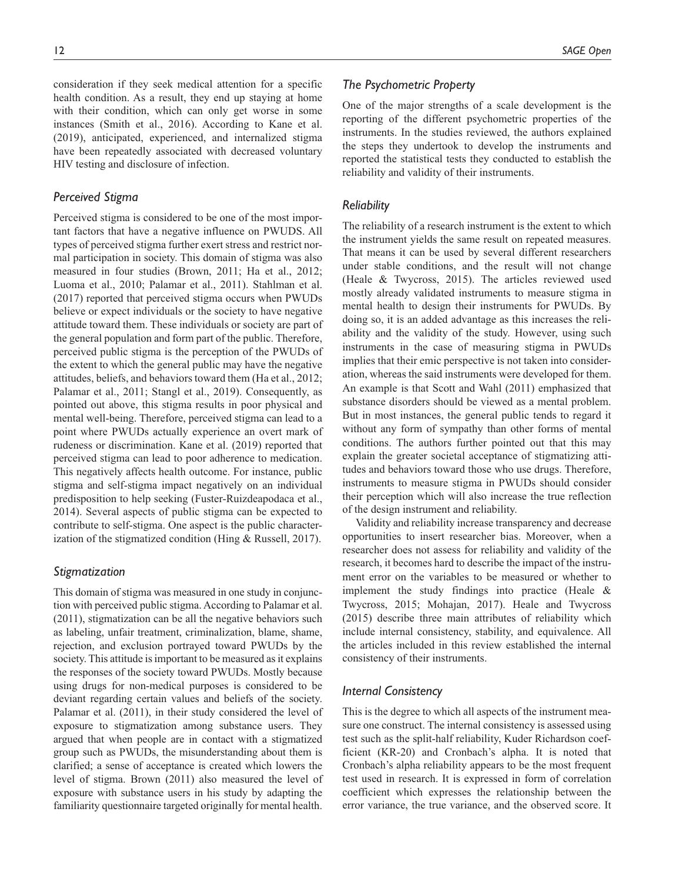consideration if they seek medical attention for a specific health condition. As a result, they end up staying at home with their condition, which can only get worse in some instances (Smith et al., 2016). According to Kane et al. (2019), anticipated, experienced, and internalized stigma have been repeatedly associated with decreased voluntary HIV testing and disclosure of infection.

### *Perceived Stigma*

Perceived stigma is considered to be one of the most important factors that have a negative influence on PWUDS. All types of perceived stigma further exert stress and restrict normal participation in society. This domain of stigma was also measured in four studies (Brown, 2011; Ha et al., 2012; Luoma et al., 2010; Palamar et al., 2011). Stahlman et al. (2017) reported that perceived stigma occurs when PWUDs believe or expect individuals or the society to have negative attitude toward them. These individuals or society are part of the general population and form part of the public. Therefore, perceived public stigma is the perception of the PWUDs of the extent to which the general public may have the negative attitudes, beliefs, and behaviors toward them (Ha et al., 2012; Palamar et al., 2011; Stangl et al., 2019). Consequently, as pointed out above, this stigma results in poor physical and mental well-being. Therefore, perceived stigma can lead to a point where PWUDs actually experience an overt mark of rudeness or discrimination. Kane et al. (2019) reported that perceived stigma can lead to poor adherence to medication. This negatively affects health outcome. For instance, public stigma and self-stigma impact negatively on an individual predisposition to help seeking (Fuster-Ruizdeapodaca et al., 2014). Several aspects of public stigma can be expected to contribute to self-stigma. One aspect is the public characterization of the stigmatized condition (Hing & Russell, 2017).

### *Stigmatization*

This domain of stigma was measured in one study in conjunction with perceived public stigma. According to Palamar et al. (2011), stigmatization can be all the negative behaviors such as labeling, unfair treatment, criminalization, blame, shame, rejection, and exclusion portrayed toward PWUDs by the society. This attitude is important to be measured as it explains the responses of the society toward PWUDs. Mostly because using drugs for non-medical purposes is considered to be deviant regarding certain values and beliefs of the society. Palamar et al. (2011), in their study considered the level of exposure to stigmatization among substance users. They argued that when people are in contact with a stigmatized group such as PWUDs, the misunderstanding about them is clarified; a sense of acceptance is created which lowers the level of stigma. Brown (2011) also measured the level of exposure with substance users in his study by adapting the familiarity questionnaire targeted originally for mental health.

### *The Psychometric Property*

One of the major strengths of a scale development is the reporting of the different psychometric properties of the instruments. In the studies reviewed, the authors explained the steps they undertook to develop the instruments and reported the statistical tests they conducted to establish the reliability and validity of their instruments.

### *Reliability*

The reliability of a research instrument is the extent to which the instrument yields the same result on repeated measures. That means it can be used by several different researchers under stable conditions, and the result will not change (Heale & Twycross, 2015). The articles reviewed used mostly already validated instruments to measure stigma in mental health to design their instruments for PWUDs. By doing so, it is an added advantage as this increases the reliability and the validity of the study. However, using such instruments in the case of measuring stigma in PWUDs implies that their emic perspective is not taken into consideration, whereas the said instruments were developed for them. An example is that Scott and Wahl (2011) emphasized that substance disorders should be viewed as a mental problem. But in most instances, the general public tends to regard it without any form of sympathy than other forms of mental conditions. The authors further pointed out that this may explain the greater societal acceptance of stigmatizing attitudes and behaviors toward those who use drugs. Therefore, instruments to measure stigma in PWUDs should consider their perception which will also increase the true reflection of the design instrument and reliability.

Validity and reliability increase transparency and decrease opportunities to insert researcher bias. Moreover, when a researcher does not assess for reliability and validity of the research, it becomes hard to describe the impact of the instrument error on the variables to be measured or whether to implement the study findings into practice (Heale & Twycross, 2015; Mohajan, 2017). Heale and Twycross (2015) describe three main attributes of reliability which include internal consistency, stability, and equivalence. All the articles included in this review established the internal consistency of their instruments.

### *Internal Consistency*

This is the degree to which all aspects of the instrument measure one construct. The internal consistency is assessed using test such as the split-half reliability, Kuder Richardson coefficient (KR-20) and Cronbach's alpha. It is noted that Cronbach's alpha reliability appears to be the most frequent test used in research. It is expressed in form of correlation coefficient which expresses the relationship between the error variance, the true variance, and the observed score. It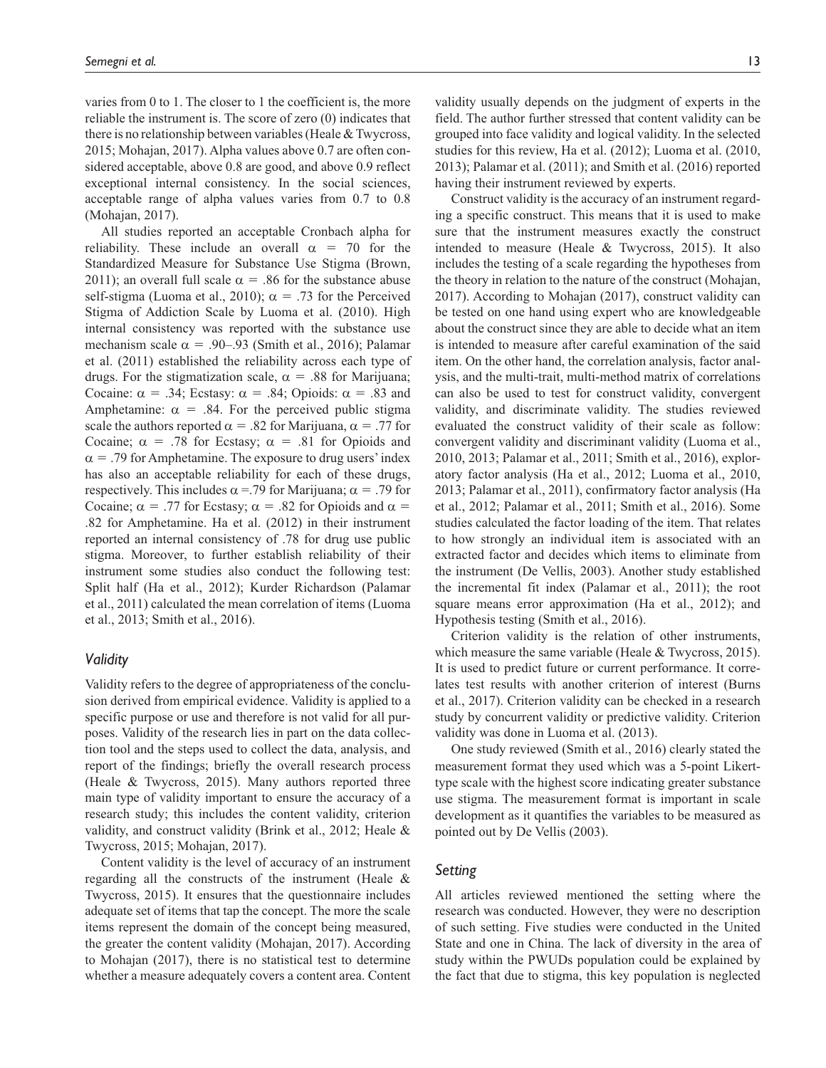varies from 0 to 1. The closer to 1 the coefficient is, the more reliable the instrument is. The score of zero (0) indicates that there is no relationship between variables (Heale & Twycross, 2015; Mohajan, 2017). Alpha values above 0.7 are often considered acceptable, above 0.8 are good, and above 0.9 reflect exceptional internal consistency. In the social sciences, acceptable range of alpha values varies from 0.7 to 0.8 (Mohajan, 2017).

All studies reported an acceptable Cronbach alpha for reliability. These include an overall $\alpha = 70$ for the Standardized Measure for Substance Use Stigma (Brown, 2011); an overall full scale $\alpha = .86$ for the substance abuse self-stigma (Luoma et al., 2010); $\alpha = .73$ for the Perceived Stigma of Addiction Scale by Luoma et al. (2010). High internal consistency was reported with the substance use mechanism scale $\alpha = .90$–.93 (Smith et al., 2016); Palamar et al. (2011) established the reliability across each type of drugs. For the stigmatization scale, $\alpha = .88$ for Marijuana; Cocaine: $\alpha = .34$; Ecstasy: $\alpha = .84$; Opioids: $\alpha = .83$ and Amphetamine: $\alpha = .84$. For the perceived public stigma scale the authors reported $\alpha = .82$ for Marijuana, $\alpha = .77$ for Cocaine; $\alpha = .78$ for Ecstasy; $\alpha = .81$ for Opioids and $\alpha = .79$ for Amphetamine. The exposure to drug users' index has also an acceptable reliability for each of these drugs, respectively. This includes $\alpha = .79$ for Marijuana; $\alpha = .79$ for Cocaine; $\alpha = .77$ for Ecstasy; $\alpha = .82$ for Opioids and $\alpha = .82$ for Amphetamine. Ha et al. (2012) in their instrument reported an internal consistency of .78 for drug use public stigma. Moreover, to further establish reliability of their instrument some studies also conduct the following test: Split half (Ha et al., 2012); Kurder Richardson (Palamar et al., 2011) calculated the mean correlation of items (Luoma et al., 2013; Smith et al., 2016).

### *Validity*

Validity refers to the degree of appropriateness of the conclusion derived from empirical evidence. Validity is applied to a specific purpose or use and therefore is not valid for all purposes. Validity of the research lies in part on the data collection tool and the steps used to collect the data, analysis, and report of the findings; briefly the overall research process (Heale & Twycross, 2015). Many authors reported three main type of validity important to ensure the accuracy of a research study; this includes the content validity, criterion validity, and construct validity (Brink et al., 2012; Heale & Twycross, 2015; Mohajan, 2017).

Content validity is the level of accuracy of an instrument regarding all the constructs of the instrument (Heale & Twycross, 2015). It ensures that the questionnaire includes adequate set of items that tap the concept. The more the scale items represent the domain of the concept being measured, the greater the content validity (Mohajan, 2017). According to Mohajan (2017), there is no statistical test to determine whether a measure adequately covers a content area. Content validity usually depends on the judgment of experts in the field. The author further stressed that content validity can be grouped into face validity and logical validity. In the selected studies for this review, Ha et al. (2012); Luoma et al. (2010, 2013); Palamar et al. (2011); and Smith et al. (2016) reported having their instrument reviewed by experts.

Construct validity is the accuracy of an instrument regarding a specific construct. This means that it is used to make sure that the instrument measures exactly the construct intended to measure (Heale & Twycross, 2015). It also includes the testing of a scale regarding the hypotheses from the theory in relation to the nature of the construct (Mohajan, 2017). According to Mohajan (2017), construct validity can be tested on one hand using expert who are knowledgeable about the construct since they are able to decide what an item is intended to measure after careful examination of the said item. On the other hand, the correlation analysis, factor analysis, and the multi-trait, multi-method matrix of correlations can also be used to test for construct validity, convergent validity, and discriminate validity. The studies reviewed evaluated the construct validity of their scale as follow: convergent validity and discriminant validity (Luoma et al., 2010, 2013; Palamar et al., 2011; Smith et al., 2016), exploratory factor analysis (Ha et al., 2012; Luoma et al., 2010, 2013; Palamar et al., 2011), confirmatory factor analysis (Ha et al., 2012; Palamar et al., 2011; Smith et al., 2016). Some studies calculated the factor loading of the item. That relates to how strongly an individual item is associated with an extracted factor and decides which items to eliminate from the instrument (De Vellis, 2003). Another study established the incremental fit index (Palamar et al., 2011); the root square means error approximation (Ha et al., 2012); and Hypothesis testing (Smith et al., 2016).

Criterion validity is the relation of other instruments, which measure the same variable (Heale & Twycross, 2015). It is used to predict future or current performance. It correlates test results with another criterion of interest (Burns et al., 2017). Criterion validity can be checked in a research study by concurrent validity or predictive validity. Criterion validity was done in Luoma et al. (2013).

One study reviewed (Smith et al., 2016) clearly stated the measurement format they used which was a 5-point Likert-type scale with the highest score indicating greater substance use stigma. The measurement format is important in scale development as it quantifies the variables to be measured as pointed out by De Vellis (2003).

### *Setting*

All articles reviewed mentioned the setting where the research was conducted. However, they were no description of such setting. Five studies were conducted in the United State and one in China. The lack of diversity in the area of study within the PWUDs population could be explained by the fact that due to stigma, this key population is neglected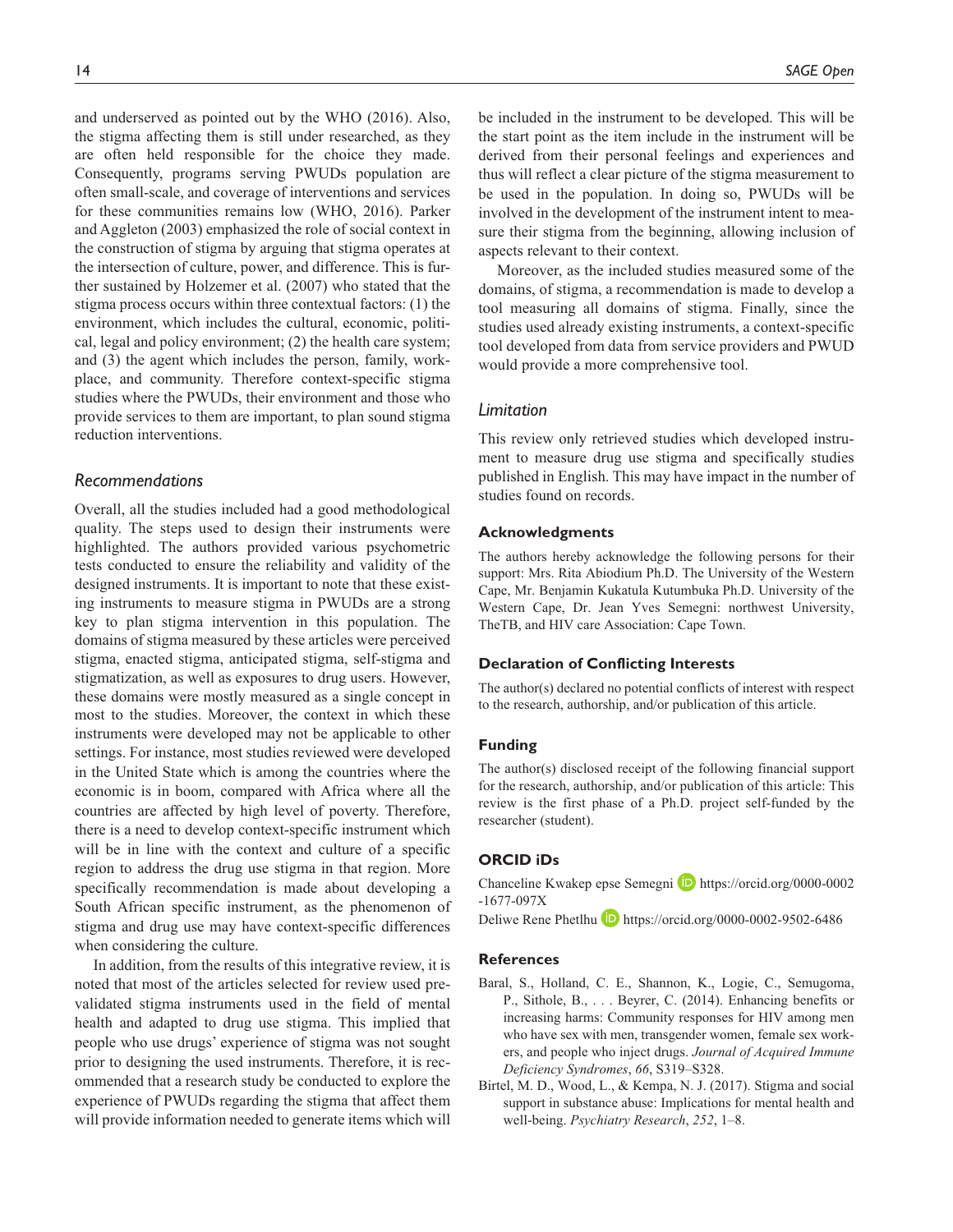and underserved as pointed out by the WHO (2016). Also, the stigma affecting them is still under researched, as they are often held responsible for the choice they made. Consequently, programs serving PWUDs population are often small-scale, and coverage of interventions and services for these communities remains low (WHO, 2016). Parker and Aggleton (2003) emphasized the role of social context in the construction of stigma by arguing that stigma operates at the intersection of culture, power, and difference. This is further sustained by Holzemer et al. (2007) who stated that the stigma process occurs within three contextual factors: (1) the environment, which includes the cultural, economic, political, legal and policy environment; (2) the health care system; and (3) the agent which includes the person, family, workplace, and community. Therefore context-specific stigma studies where the PWUDs, their environment and those who provide services to them are important, to plan sound stigma reduction interventions.

### Recommendations

Overall, all the studies included had a good methodological quality. The steps used to design their instruments were highlighted. The authors provided various psychometric tests conducted to ensure the reliability and validity of the designed instruments. It is important to note that these existing instruments to measure stigma in PWUDs are a strong key to plan stigma intervention in this population. The domains of stigma measured by these articles were perceived stigma, enacted stigma, anticipated stigma, self-stigma and stigmatization, as well as exposures to drug users. However, these domains were mostly measured as a single concept in most to the studies. Moreover, the context in which these instruments were developed may not be applicable to other settings. For instance, most studies reviewed were developed in the United State which is among the countries where the economic is in boom, compared with Africa where all the countries are affected by high level of poverty. Therefore, there is a need to develop context-specific instrument which will be in line with the context and culture of a specific region to address the drug use stigma in that region. More specifically recommendation is made about developing a South African specific instrument, as the phenomenon of stigma and drug use may have context-specific differences when considering the culture.

In addition, from the results of this integrative review, it is noted that most of the articles selected for review used pre-validated stigma instruments used in the field of mental health and adapted to drug use stigma. This implied that people who use drugs' experience of stigma was not sought prior to designing the used instruments. Therefore, it is recommended that a research study be conducted to explore the experience of PWUDs regarding the stigma that affect them will provide information needed to generate items which will be included in the instrument to be developed. This will be the start point as the item include in the instrument will be derived from their personal feelings and experiences and thus will reflect a clear picture of the stigma measurement to be used in the population. In doing so, PWUDs will be involved in the development of the instrument intent to measure their stigma from the beginning, allowing inclusion of aspects relevant to their context.

Moreover, as the included studies measured some of the domains, of stigma, a recommendation is made to develop a tool measuring all domains of stigma. Finally, since the studies used already existing instruments, a context-specific tool developed from data from service providers and PWUD would provide a more comprehensive tool.

### Limitation

This review only retrieved studies which developed instrument to measure drug use stigma and specifically studies published in English. This may have impact in the number of studies found on records.

## Acknowledgments

The authors hereby acknowledge the following persons for their support: Mrs. Rita Abiodium Ph.D. The University of the Western Cape, Mr. Benjamin Kukatula Kutumbuka Ph.D. University of the Western Cape, Dr. Jean Yves Semegni: northwest University, TheTB, and HIV care Association: Cape Town.

## Declaration of Conflicting Interests

The author(s) declared no potential conflicts of interest with respect to the research, authorship, and/or publication of this article.

## Funding

The author(s) disclosed receipt of the following financial support for the research, authorship, and/or publication of this article: This review is the first phase of a Ph.D. project self-funded by the researcher (student).

## ORCID iDs

Chanceline Kwakep epse Semegni https://orcid.org/0000-0002-1677-097X

Deliwe Rene Phetlhu https://orcid.org/0000-0002-9502-6486

## References

Baral, S., Holland, C. E., Shannon, K., Logie, C., Semugoma, P., Sithole, B., . . . Beyrer, C. (2014). Enhancing benefits or increasing harms: Community responses for HIV among men who have sex with men, transgender women, female sex workers, and people who inject drugs. *Journal of Acquired Immune Deficiency Syndromes*, *66*, S319–S328.

Birtel, M. D., Wood, L., & Kempa, N. J. (2017). Stigma and social support in substance abuse: Implications for mental health and well-being. *Psychiatry Research*, *252*, 1–8.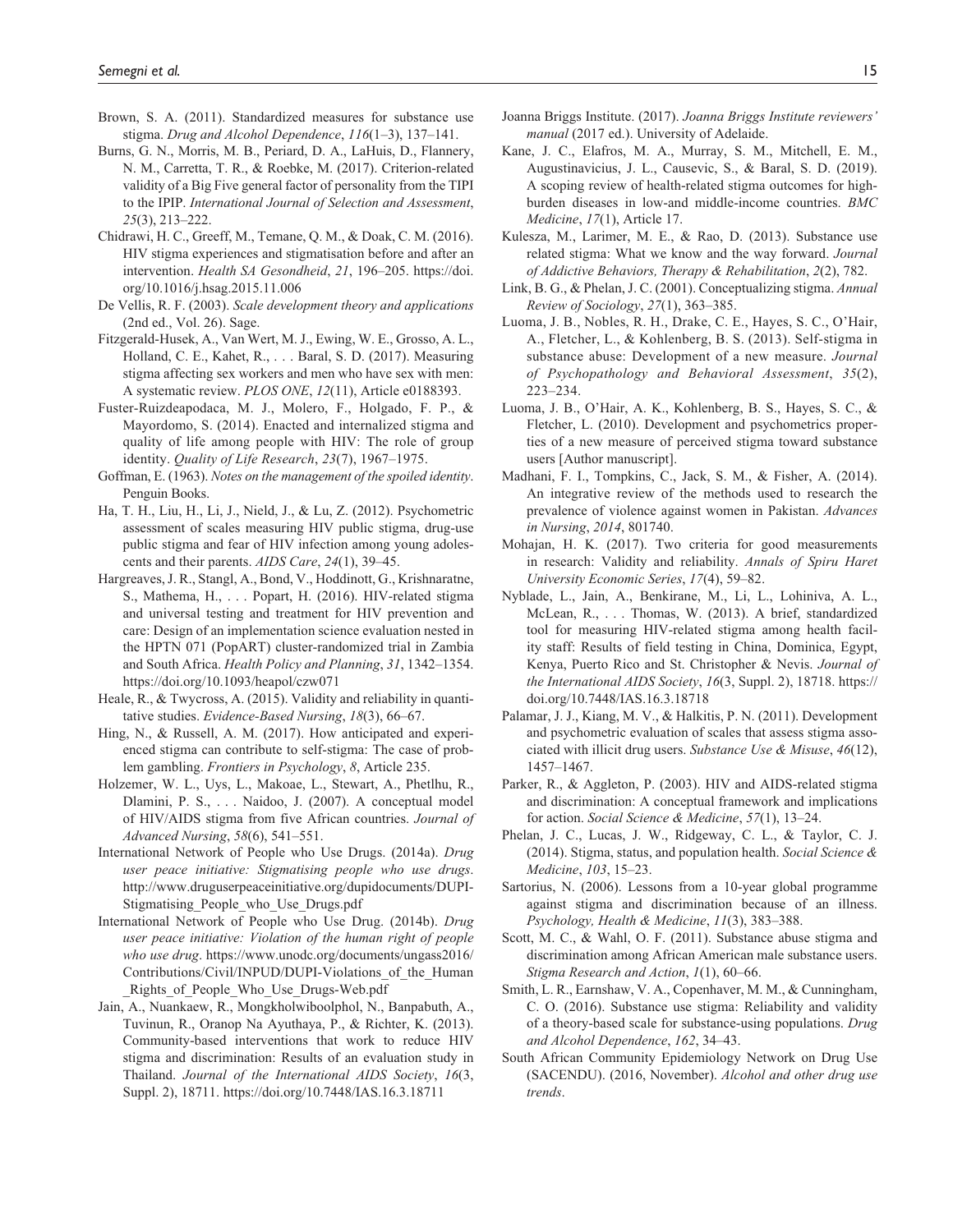Brown, S. A. (2011). Standardized measures for substance use stigma. *Drug and Alcohol Dependence*, *116*(1–3), 137–141.

Burns, G. N., Morris, M. B., Periard, D. A., LaHuis, D., Flannery, N. M., Carretta, T. R., & Roebke, M. (2017). Criterion-related validity of a Big Five general factor of personality from the TIPI to the IPIP. *International Journal of Selection and Assessment*, *25*(3), 213–222.

Chidrawi, H. C., Greeff, M., Temane, Q. M., & Doak, C. M. (2016). HIV stigma experiences and stigmatisation before and after an intervention. *Health SA Gesondheid*, *21*, 196–205. https://doi.org/10.1016/j.hsag.2015.11.006

De Vellis, R. F. (2003). *Scale development theory and applications* (2nd ed., Vol. 26). Sage.

Fitzgerald-Husek, A., Van Wert, M. J., Ewing, W. E., Grosso, A. L., Holland, C. E., Kahet, R., . . . Baral, S. D. (2017). Measuring stigma affecting sex workers and men who have sex with men: A systematic review. *PLOS ONE*, *12*(11), Article e0188393.

Fuster-Ruizdeapodaca, M. J., Molero, F., Holgado, F. P., & Mayordomo, S. (2014). Enacted and internalized stigma and quality of life among people with HIV: The role of group identity. *Quality of Life Research*, *23*(7), 1967–1975.

Goffman, E. (1963). *Notes on the management of the spoiled identity*. Penguin Books.

Ha, T. H., Liu, H., Li, J., Nield, J., & Lu, Z. (2012). Psychometric assessment of scales measuring HIV public stigma, drug-use public stigma and fear of HIV infection among young adolescents and their parents. *AIDS Care*, *24*(1), 39–45.

Hargreaves, J. R., Stangl, A., Bond, V., Hoddinott, G., Krishnaratne, S., Mathema, H., . . . Popart, H. (2016). HIV-related stigma and universal testing and treatment for HIV prevention and care: Design of an implementation science evaluation nested in the HPTN 071 (PopART) cluster-randomized trial in Zambia and South Africa. *Health Policy and Planning*, *31*, 1342–1354. https://doi.org/10.1093/heapol/czw071

Heale, R., & Twycross, A. (2015). Validity and reliability in quantitative studies. *Evidence-Based Nursing*, *18*(3), 66–67.

Hing, N., & Russell, A. M. (2017). How anticipated and experienced stigma can contribute to self-stigma: The case of problem gambling. *Frontiers in Psychology*, *8*, Article 235.

Holzemer, W. L., Uys, L., Makoae, L., Stewart, A., Phetlhu, R., Dlamini, P. S., . . . Naidoo, J. (2007). A conceptual model of HIV/AIDS stigma from five African countries. *Journal of Advanced Nursing*, *58*(6), 541–551.

International Network of People who Use Drugs. (2014a). *Drug user peace initiative: Stigmatising people who use drugs*. http://www.druguserpeaceinitiative.org/dupidocuments/DUPI-Stigmatising_People_who_Use_Drugs.pdf

International Network of People who Use Drug. (2014b). *Drug user peace initiative: Violation of the human right of people who use drug*. https://www.unodc.org/documents/ungass2016/Contributions/Civil/INPUD/DUPI-Violations_of_the_Human_Rights_of_People_Who_Use_Drugs-Web.pdf

Jain, A., Nuankaew, R., Mongkholwiboolphol, N., Banpabuth, A., Tuvinun, R., Oranop Na Ayuthaya, P., & Richter, K. (2013). Community-based interventions that work to reduce HIV stigma and discrimination: Results of an evaluation study in Thailand. *Journal of the International AIDS Society*, *16*(3, Suppl. 2), 18711. https://doi.org/10.7448/IAS.16.3.18711

Joanna Briggs Institute. (2017). *Joanna Briggs Institute reviewers' manual* (2017 ed.). University of Adelaide.

Kane, J. C., Elafros, M. A., Murray, S. M., Mitchell, E. M., Augustinavicius, J. L., Causevic, S., & Baral, S. D. (2019). A scoping review of health-related stigma outcomes for high-burden diseases in low-and middle-income countries. *BMC Medicine*, *17*(1), Article 17.

Kulesza, M., Larimer, M. E., & Rao, D. (2013). Substance use related stigma: What we know and the way forward. *Journal of Addictive Behaviors, Therapy & Rehabilitation*, *2*(2), 782.

Link, B. G., & Phelan, J. C. (2001). Conceptualizing stigma. *Annual Review of Sociology*, *27*(1), 363–385.

Luoma, J. B., Nobles, R. H., Drake, C. E., Hayes, S. C., O'Hair, A., Fletcher, L., & Kohlenberg, B. S. (2013). Self-stigma in substance abuse: Development of a new measure. *Journal of Psychopathology and Behavioral Assessment*, *35*(2), 223–234.

Luoma, J. B., O'Hair, A. K., Kohlenberg, B. S., Hayes, S. C., & Fletcher, L. (2010). Development and psychometrics properties of a new measure of perceived stigma toward substance users [Author manuscript].

Madhani, F. I., Tompkins, C., Jack, S. M., & Fisher, A. (2014). An integrative review of the methods used to research the prevalence of violence against women in Pakistan. *Advances in Nursing*, *2014*, 801740.

Mohajan, H. K. (2017). Two criteria for good measurements in research: Validity and reliability. *Annals of Spiru Haret University Economic Series*, *17*(4), 59–82.

Nyblade, L., Jain, A., Benkirane, M., Li, L., Lohiniva, A. L., McLean, R., . . . Thomas, W. (2013). A brief, standardized tool for measuring HIV-related stigma among health facility staff: Results of field testing in China, Dominica, Egypt, Kenya, Puerto Rico and St. Christopher & Nevis. *Journal of the International AIDS Society*, *16*(3, Suppl. 2), 18718. https://doi.org/10.7448/IAS.16.3.18718

Palamar, J. J., Kiang, M. V., & Halkitis, P. N. (2011). Development and psychometric evaluation of scales that assess stigma associated with illicit drug users. *Substance Use & Misuse*, *46*(12), 1457–1467.

Parker, R., & Aggleton, P. (2003). HIV and AIDS-related stigma and discrimination: A conceptual framework and implications for action. *Social Science & Medicine*, *57*(1), 13–24.

Phelan, J. C., Lucas, J. W., Ridgeway, C. L., & Taylor, C. J. (2014). Stigma, status, and population health. *Social Science & Medicine*, *103*, 15–23.

Sartorius, N. (2006). Lessons from a 10-year global programme against stigma and discrimination because of an illness. *Psychology, Health & Medicine*, *11*(3), 383–388.

Scott, M. C., & Wahl, O. F. (2011). Substance abuse stigma and discrimination among African American male substance users. *Stigma Research and Action*, *1*(1), 60–66.

Smith, L. R., Earnshaw, V. A., Copenhaver, M. M., & Cunningham, C. O. (2016). Substance use stigma: Reliability and validity of a theory-based scale for substance-using populations. *Drug and Alcohol Dependence*, *162*, 34–43.

South African Community Epidemiology Network on Drug Use (SACENDU). (2016, November). *Alcohol and other drug use trends*.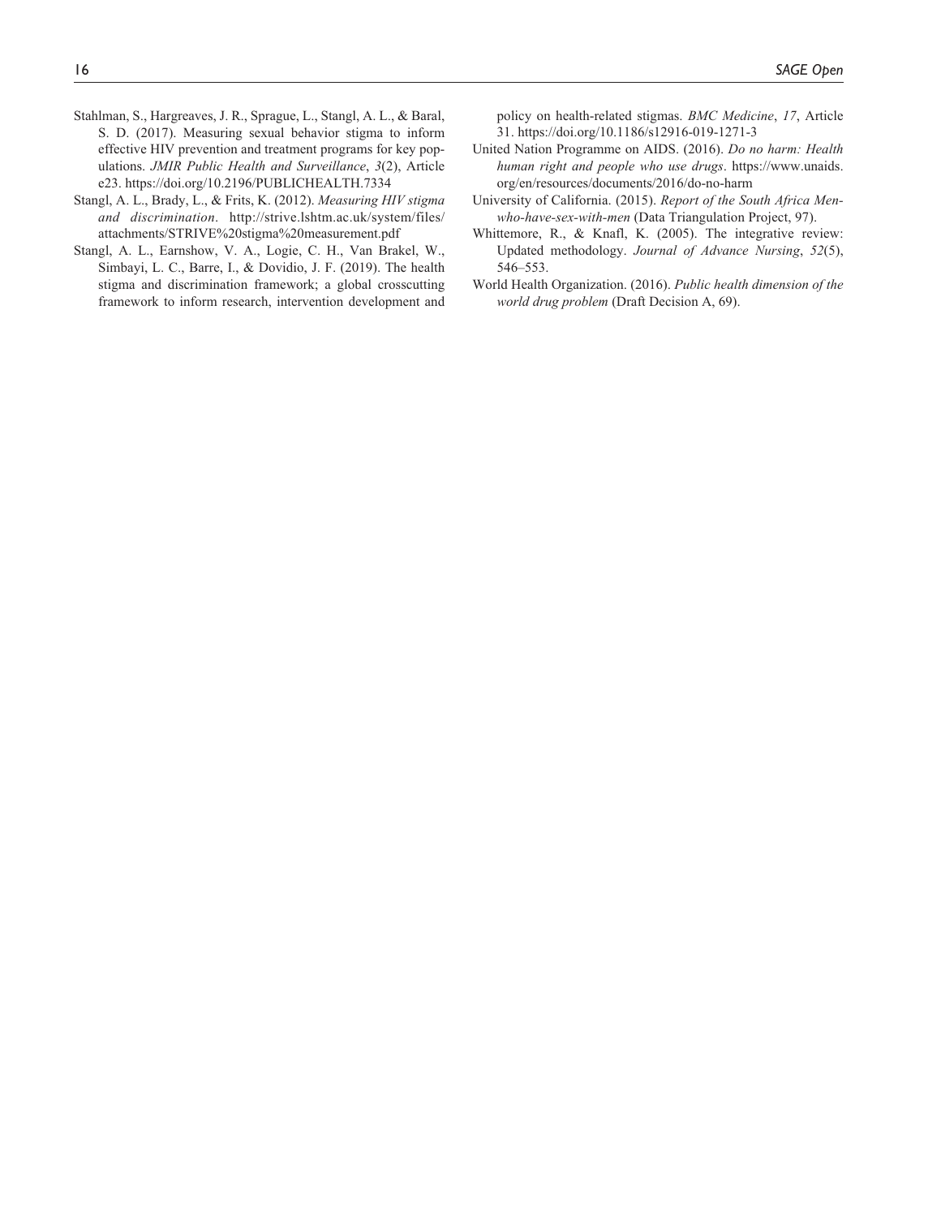Stahlman, S., Hargreaves, J. R., Sprague, L., Stangl, A. L., & Baral, S. D. (2017). Measuring sexual behavior stigma to inform effective HIV prevention and treatment programs for key populations. *JMIR Public Health and Surveillance*, *3*(2), Article e23. https://doi.org/10.2196/PUBLICHEALTH.7334

Stangl, A. L., Brady, L., & Frits, K. (2012). *Measuring HIV stigma and discrimination*. http://strive.lshtm.ac.uk/system/files/attachments/STRIVE%20stigma%20measurement.pdf

Stangl, A. L., Earnshow, V. A., Logie, C. H., Van Brakel, W., Simbayi, L. C., Barre, I., & Dovidio, J. F. (2019). The health stigma and discrimination framework; a global crosscutting framework to inform research, intervention development and policy on health-related stigmas. *BMC Medicine*, *17*, Article 31. https://doi.org/10.1186/s12916-019-1271-3

United Nation Programme on AIDS. (2016). *Do no harm: Health human right and people who use drugs*. https://www.unaids.org/en/resources/documents/2016/do-no-harm

University of California. (2015). *Report of the South Africa Men-who-have-sex-with-men* (Data Triangulation Project, 97).

Whittemore, R., & Knafl, K. (2005). The integrative review: Updated methodology. *Journal of Advance Nursing*, *52*(5), 546–553.

World Health Organization. (2016). *Public health dimension of the world drug problem* (Draft Decision A, 69).